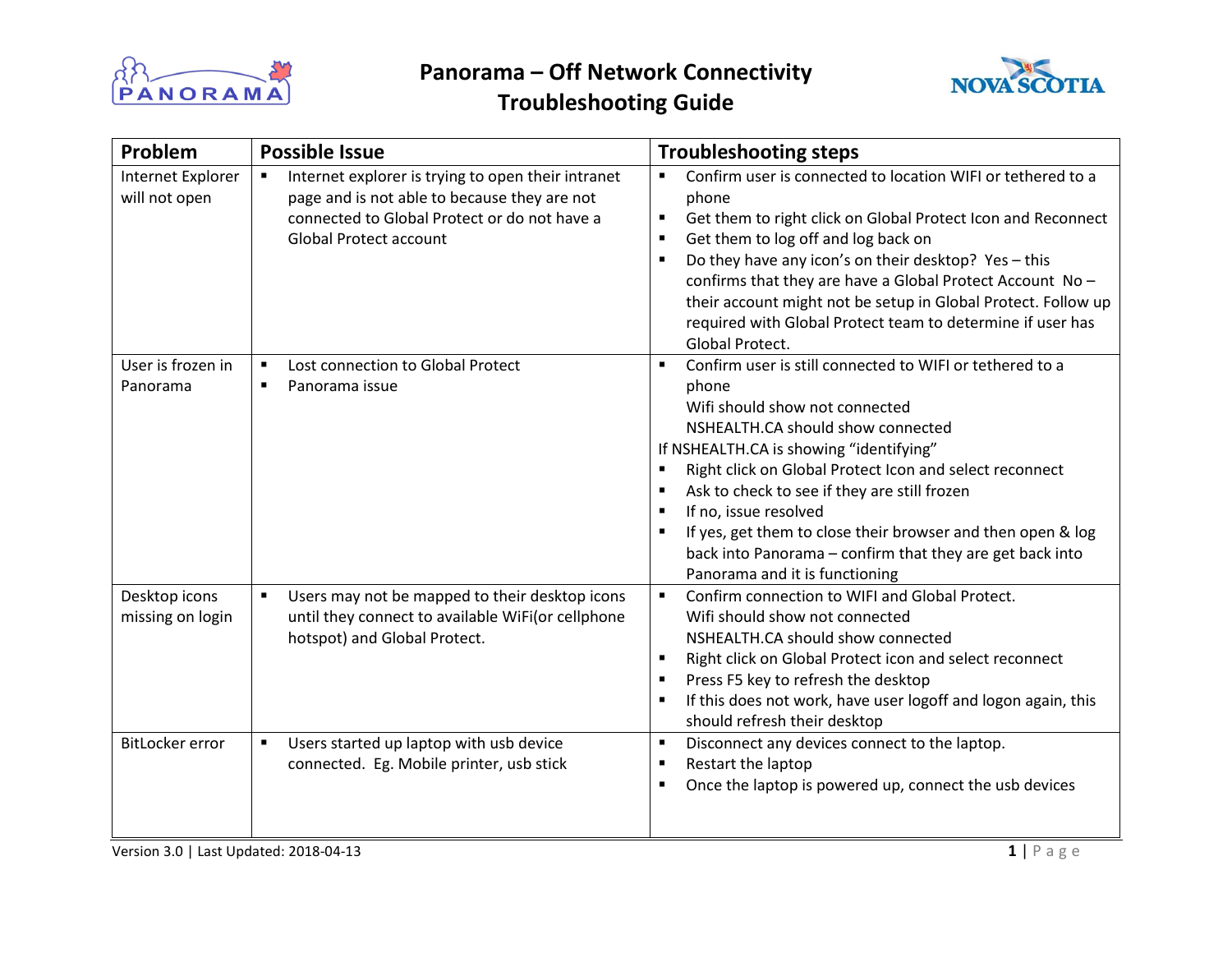# Panorama – Off Network Connectivity Troubleshooting Guide

| Problem | Possible Issue | Troubleshooting steps |
| --- | --- | --- |
| Internet Explorer will not open | ▪ Internet explorer is trying to open their intranet page and is not able to because they are not connected to Global Protect or do not have a Global Protect account | ▪ Confirm user is connected to location WIFI or tethered to a phone<br>▪ Get them to right click on Global Protect Icon and Reconnect<br>▪ Get them to log off and log back on<br>▪ Do they have any icon's on their desktop? Yes – this confirms that they are have a Global Protect Account No – their account might not be setup in Global Protect. Follow up required with Global Protect team to determine if user has Global Protect. |
| User is frozen in Panorama | ▪ Lost connection to Global Protect<br>▪ Panorama issue | ▪ Confirm user is still connected to WIFI or tethered to a phone<br>Wifi should show not connected<br>NSHEALTH.CA should show connected<br>If NSHEALTH.CA is showing "identifying"<br>▪ Right click on Global Protect Icon and select reconnect<br>▪ Ask to check to see if they are still frozen<br>▪ If no, issue resolved<br>▪ If yes, get them to close their browser and then open & log back into Panorama – confirm that they are get back into Panorama and it is functioning |
| Desktop icons missing on login | ▪ Users may not be mapped to their desktop icons until they connect to available WiFi(or cellphone hotspot) and Global Protect. | ▪ Confirm connection to WIFI and Global Protect.<br>Wifi should show not connected<br>NSHEALTH.CA should show connected<br>▪ Right click on Global Protect icon and select reconnect<br>▪ Press F5 key to refresh the desktop<br>▪ If this does not work, have user logoff and logon again, this should refresh their desktop |
| BitLocker error | ▪ Users started up laptop with usb device connected. Eg. Mobile printer, usb stick | ▪ Disconnect any devices connect to the laptop.<br>▪ Restart the laptop<br>▪ Once the laptop is powered up, connect the usb devices |

Version 3.0 | Last Updated: 2018-04-13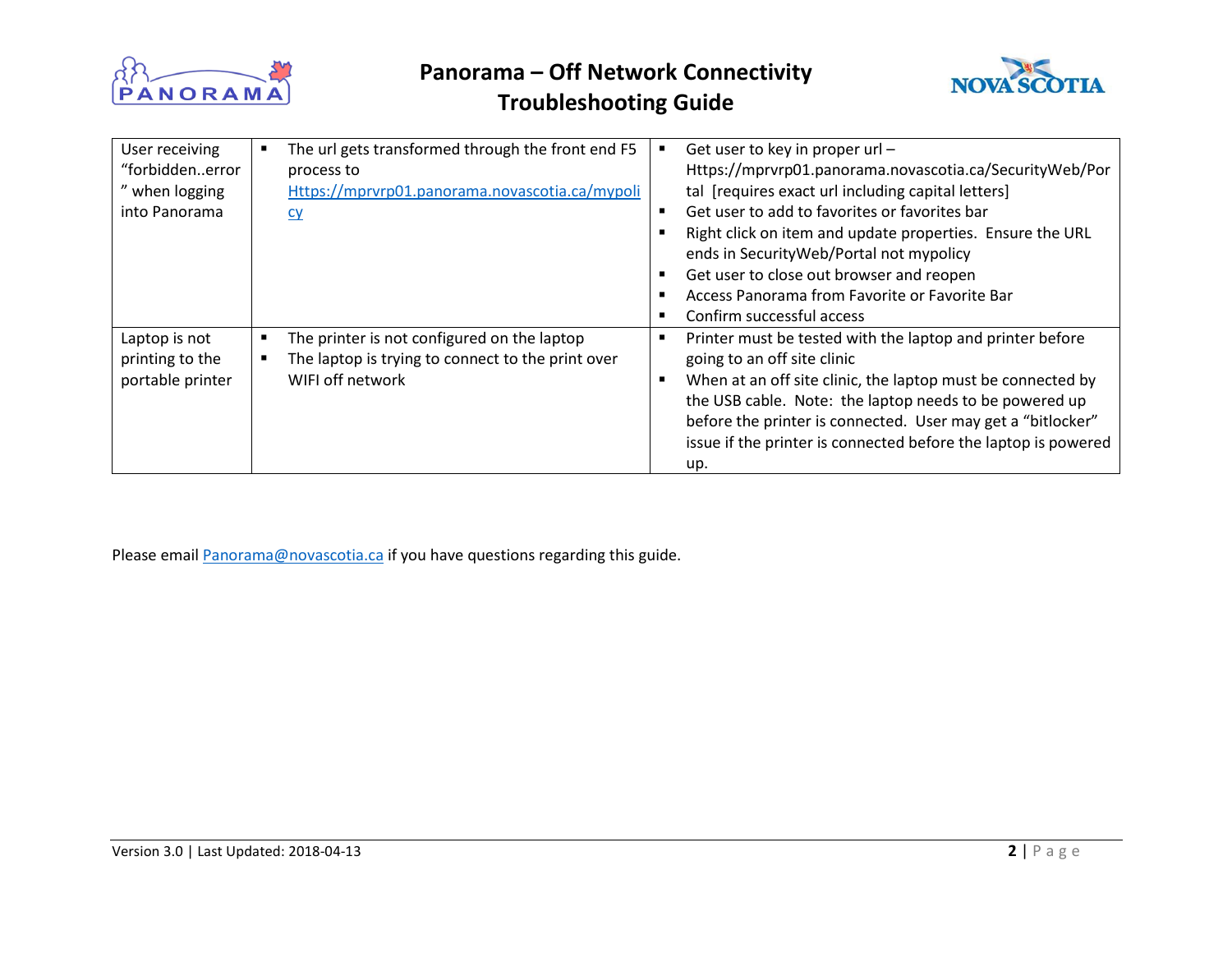| | | |
|---|---|---|
| User receiving "forbidden..error" when logging into Panorama | ▪ The url gets transformed through the front end F5 process to Https://mprvrp01.panorama.novascotia.ca/mypolicy | ▪ Get user to key in proper url – Https://mprvrp01.panorama.novascotia.ca/SecurityWeb/Portal [requires exact url including capital letters]<br>▪ Get user to add to favorites or favorites bar<br>▪ Right click on item and update properties. Ensure the URL ends in SecurityWeb/Portal not mypolicy<br>▪ Get user to close out browser and reopen<br>▪ Access Panorama from Favorite or Favorite Bar<br>▪ Confirm successful access |
| Laptop is not printing to the portable printer | ▪ The printer is not configured on the laptop<br>▪ The laptop is trying to connect to the print over WIFI off network | ▪ Printer must be tested with the laptop and printer before going to an off site clinic<br>▪ When at an off site clinic, the laptop must be connected by the USB cable. Note: the laptop needs to be powered up before the printer is connected. User may get a "bitlocker" issue if the printer is connected before the laptop is powered up. |

Please email Panorama@novascotia.ca if you have questions regarding this guide.

Version 3.0 | Last Updated: 2018-04-13